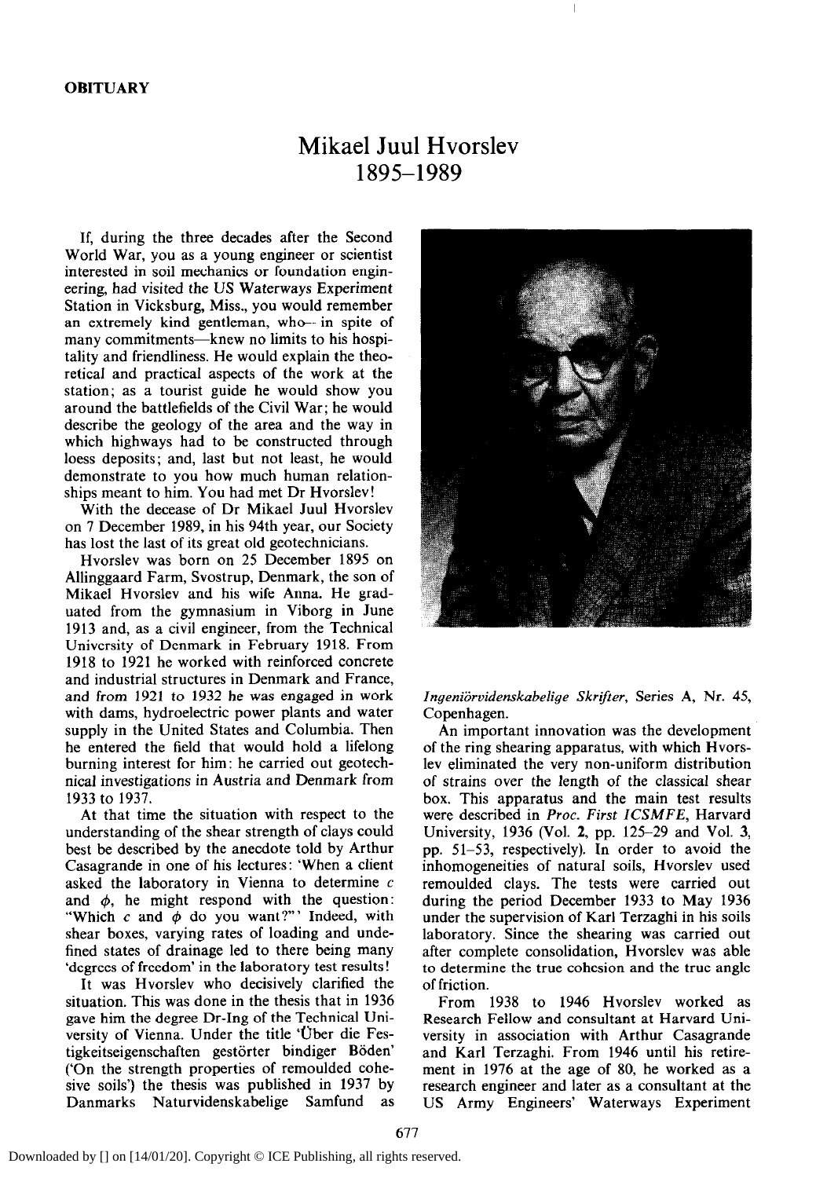**OBITUARY**

# Mikael Juul Hvorslev
## 1895–1989

If, during the three decades after the Second World War, you as a young engineer or scientist interested in soil mechanics or foundation engineering, had visited the US Waterways Experiment Station in Vicksburg, Miss., you would remember an extremely kind gentleman, who—in spite of many commitments—knew no limits to his hospitality and friendliness. He would explain the theoretical and practical aspects of the work at the station; as a tourist guide he would show you around the battlefields of the Civil War; he would describe the geology of the area and the way in which highways had to be constructed through loess deposits; and, last but not least, he would demonstrate to you how much human relationships meant to him. You had met Dr Hvorslev!

With the decease of Dr Mikael Juul Hvorslev on 7 December 1989, in his 94th year, our Society has lost the last of its great old geotechnicians.

Hvorslev was born on 25 December 1895 on Allinggaard Farm, Svostrup, Denmark, the son of Mikael Hvorslev and his wife Anna. He graduated from the gymnasium in Viborg in June 1913 and, as a civil engineer, from the Technical University of Denmark in February 1918. From 1918 to 1921 he worked with reinforced concrete and industrial structures in Denmark and France, and from 1921 to 1932 he was engaged in work with dams, hydroelectric power plants and water supply in the United States and Columbia. Then he entered the field that would hold a lifelong burning interest for him: he carried out geotechnical investigations in Austria and Denmark from 1933 to 1937.

At that time the situation with respect to the understanding of the shear strength of clays could best be described by the anecdote told by Arthur Casagrande in one of his lectures: 'When a client asked the laboratory in Vienna to determine $c$ and $\phi$, he might respond with the question: "Which $c$ and $\phi$ do you want?"' Indeed, with shear boxes, varying rates of loading and undefined states of drainage led to there being many 'degrees of freedom' in the laboratory test results!

It was Hvorslev who decisively clarified the situation. This was done in the thesis that in 1936 gave him the degree Dr-Ing of the Technical University of Vienna. Under the title 'Über die Festigkeitseigenschaften gestörter bindiger Böden' ('On the strength properties of remoulded cohesive soils') the thesis was published in 1937 by Danmarks Naturvidenskabelige Samfund as *Ingeniörvidenskabelige Skrifter*, Series A, Nr. 45, Copenhagen.

An important innovation was the development of the ring shearing apparatus, with which Hvorslev eliminated the very non-uniform distribution of strains over the length of the classical shear box. This apparatus and the main test results were described in *Proc. First ICSMFE*, Harvard University, 1936 (Vol. **2**, pp. 125–29 and Vol. **3**, pp. 51–53, respectively). In order to avoid the inhomogeneities of natural soils, Hvorslev used remoulded clays. The tests were carried out during the period December 1933 to May 1936 under the supervision of Karl Terzaghi in his soils laboratory. Since the shearing was carried out after complete consolidation, Hvorslev was able to determine the true cohesion and the true angle of friction.

From 1938 to 1946 Hvorslev worked as Research Fellow and consultant at Harvard University in association with Arthur Casagrande and Karl Terzaghi. From 1946 until his retirement in 1976 at the age of 80, he worked as a research engineer and later as a consultant at the US Army Engineers' Waterways Experiment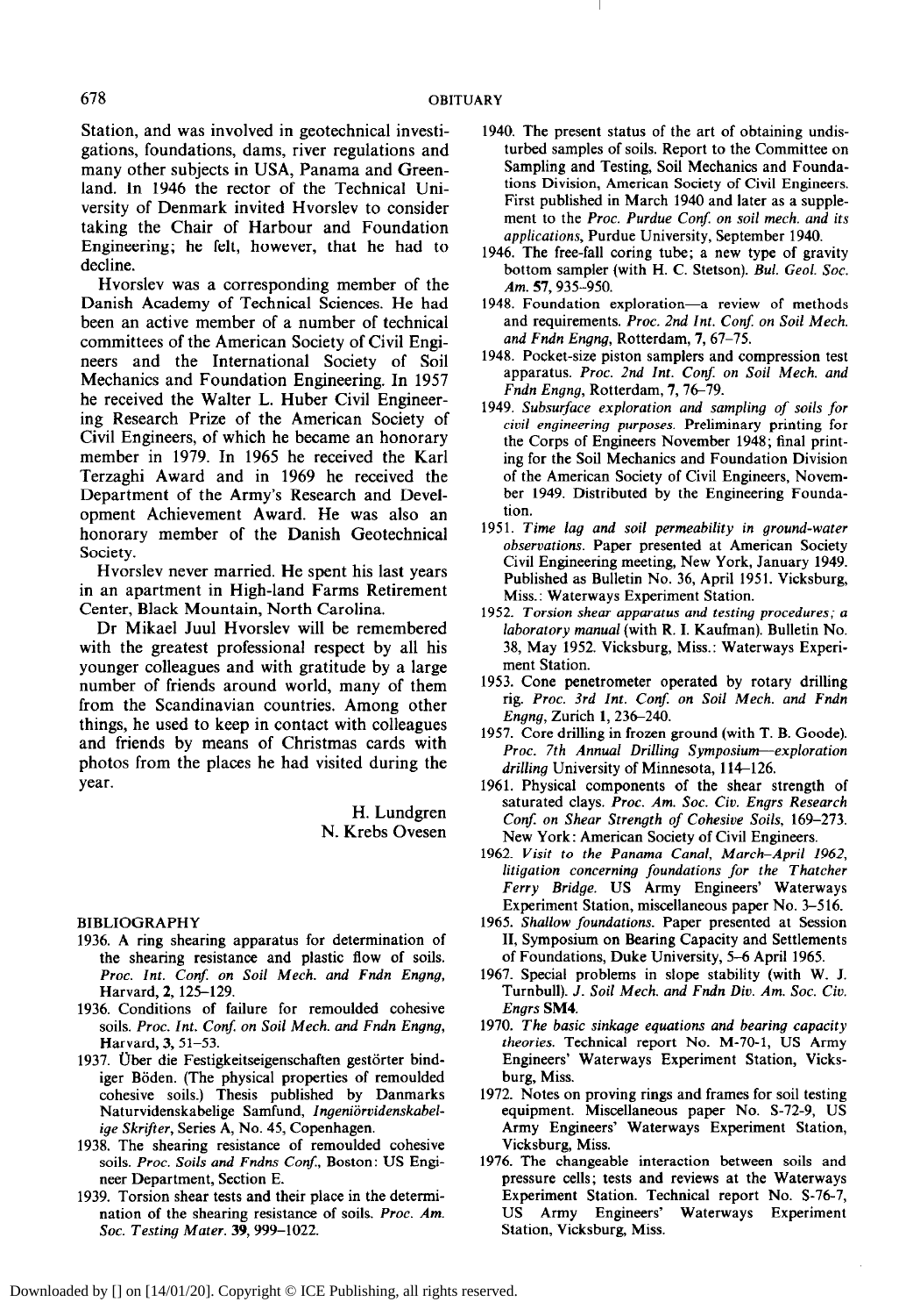Station, and was involved in geotechnical investigations, foundations, dams, river regulations and many other subjects in USA, Panama and Greenland. In 1946 the rector of the Technical University of Denmark invited Hvorslev to consider taking the Chair of Harbour and Foundation Engineering; he felt, however, that he had to decline.

Hvorslev was a corresponding member of the Danish Academy of Technical Sciences. He had been an active member of a number of technical committees of the American Society of Civil Engineers and the International Society of Soil Mechanics and Foundation Engineering. In 1957 he received the Walter L. Huber Civil Engineering Research Prize of the American Society of Civil Engineers, of which he became an honorary member in 1979. In 1965 he received the Karl Terzaghi Award and in 1969 he received the Department of the Army's Research and Development Achievement Award. He was also an honorary member of the Danish Geotechnical Society.

Hvorslev never married. He spent his last years in an apartment in High-land Farms Retirement Center, Black Mountain, North Carolina.

Dr Mikael Juul Hvorslev will be remembered with the greatest professional respect by all his younger colleagues and with gratitude by a large number of friends around world, many of them from the Scandinavian countries. Among other things, he used to keep in contact with colleagues and friends by means of Christmas cards with photos from the places he had visited during the year.

H. Lundgren
N. Krebs Ovesen

## BIBLIOGRAPHY

1936. A ring shearing apparatus for determination of the shearing resistance and plastic flow of soils. *Proc. Int. Conf. on Soil Mech. and Fndn Engng*, Harvard, **2**, 125–129.

1936. Conditions of failure for remoulded cohesive soils. *Proc. Int. Conf. on Soil Mech. and Fndn Engng*, Harvard, **3**, 51–53.

1937. Über die Festigkeitseigenschaften gestörter bindiger Böden. (The physical properties of remoulded cohesive soils.) Thesis published by Danmarks Naturvidenskabelige Samfund, *Ingeniörvidenskabelige Skrifter*, Series A, No. 45, Copenhagen.

1938. The shearing resistance of remoulded cohesive soils. *Proc. Soils and Fndns Conf.*, Boston: US Engineer Department, Section E.

1939. Torsion shear tests and their place in the determination of the shearing resistance of soils. *Proc. Am. Soc. Testing Mater.* **39**, 999–1022.

1940. The present status of the art of obtaining undisturbed samples of soils. Report to the Committee on Sampling and Testing, Soil Mechanics and Foundations Division, American Society of Civil Engineers. First published in March 1940 and later as a supplement to the *Proc. Purdue Conf. on soil mech. and its applications*, Purdue University, September 1940.

1946. The free-fall coring tube; a new type of gravity bottom sampler (with H. C. Stetson). *Bul. Geol. Soc. Am.* **57**, 935–950.

1948. Foundation exploration—a review of methods and requirements. *Proc. 2nd Int. Conf. on Soil Mech. and Fndn Engng*, Rotterdam, **7**, 67–75.

1948. Pocket-size piston samplers and compression test apparatus. *Proc. 2nd Int. Conf. on Soil Mech. and Fndn Engng*, Rotterdam, **7**, 76–79.

1949. *Subsurface exploration and sampling of soils for civil engineering purposes.* Preliminary printing for the Corps of Engineers November 1948; final printing for the Soil Mechanics and Foundation Division of the American Society of Civil Engineers, November 1949. Distributed by the Engineering Foundation.

1951. *Time lag and soil permeability in ground-water observations.* Paper presented at American Society Civil Engineering meeting, New York, January 1949. Published as Bulletin No. 36, April 1951. Vicksburg, Miss.: Waterways Experiment Station.

1952. *Torsion shear apparatus and testing procedures; a laboratory manual* (with R. I. Kaufman). Bulletin No. 38, May 1952. Vicksburg, Miss.: Waterways Experiment Station.

1953. Cone penetrometer operated by rotary drilling rig. *Proc. 3rd Int. Conf. on Soil Mech. and Fndn Engng*, Zurich **1**, 236–240.

1957. Core drilling in frozen ground (with T. B. Goode). *Proc. 7th Annual Drilling Symposium—exploration drilling* University of Minnesota, 114–126.

1961. Physical components of the shear strength of saturated clays. *Proc. Am. Soc. Civ. Engrs Research Conf. on Shear Strength of Cohesive Soils*, 169–273. New York: American Society of Civil Engineers.

1962. *Visit to the Panama Canal, March–April 1962, litigation concerning foundations for the Thatcher Ferry Bridge.* US Army Engineers' Waterways Experiment Station, miscellaneous paper No. 3–516.

1965. *Shallow foundations.* Paper presented at Session II, Symposium on Bearing Capacity and Settlements of Foundations, Duke University, 5–6 April 1965.

1967. Special problems in slope stability (with W. J. Turnbull). *J. Soil Mech. and Fndn Div. Am. Soc. Civ. Engrs* **SM4**.

1970. *The basic sinkage equations and bearing capacity theories.* Technical report No. M-70-1, US Army Engineers' Waterways Experiment Station, Vicksburg, Miss.

1972. Notes on proving rings and frames for soil testing equipment. Miscellaneous paper No. S-72-9, US Army Engineers' Waterways Experiment Station, Vicksburg, Miss.

1976. The changeable interaction between soils and pressure cells; tests and reviews at the Waterways Experiment Station. Technical report No. S-76-7, US Army Engineers' Waterways Experiment Station, Vicksburg, Miss.